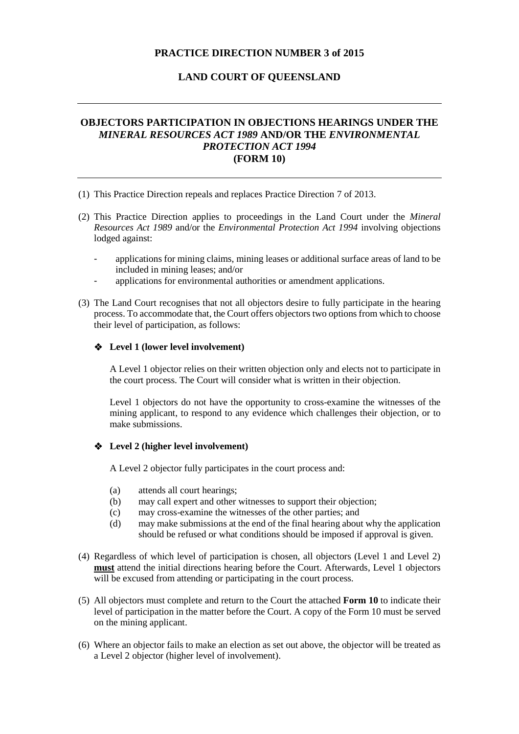**PRACTICE DIRECTION NUMBER 3 of 2015**

**LAND COURT OF QUEENSLAND**

---

## OBJECTORS PARTICIPATION IN OBJECTIONS HEARINGS UNDER THE *MINERAL RESOURCES ACT 1989* AND/OR THE *ENVIRONMENTAL PROTECTION ACT 1994* (FORM 10)

---

(1) This Practice Direction repeals and replaces Practice Direction 7 of 2013.

(2) This Practice Direction applies to proceedings in the Land Court under the *Mineral Resources Act 1989* and/or the *Environmental Protection Act 1994* involving objections lodged against:

- applications for mining claims, mining leases or additional surface areas of land to be included in mining leases; and/or
- applications for environmental authorities or amendment applications.

(3) The Land Court recognises that not all objectors desire to fully participate in the hearing process. To accommodate that, the Court offers objectors two options from which to choose their level of participation, as follows:

❖ **Level 1 (lower level involvement)**

A Level 1 objector relies on their written objection only and elects not to participate in the court process. The Court will consider what is written in their objection.

Level 1 objectors do not have the opportunity to cross-examine the witnesses of the mining applicant, to respond to any evidence which challenges their objection, or to make submissions.

❖ **Level 2 (higher level involvement)**

A Level 2 objector fully participates in the court process and:

(a) attends all court hearings;
(b) may call expert and other witnesses to support their objection;
(c) may cross-examine the witnesses of the other parties; and
(d) may make submissions at the end of the final hearing about why the application should be refused or what conditions should be imposed if approval is given.

(4) Regardless of which level of participation is chosen, all objectors (Level 1 and Level 2) **must** attend the initial directions hearing before the Court. Afterwards, Level 1 objectors will be excused from attending or participating in the court process.

(5) All objectors must complete and return to the Court the attached **Form 10** to indicate their level of participation in the matter before the Court. A copy of the Form 10 must be served on the mining applicant.

(6) Where an objector fails to make an election as set out above, the objector will be treated as a Level 2 objector (higher level of involvement).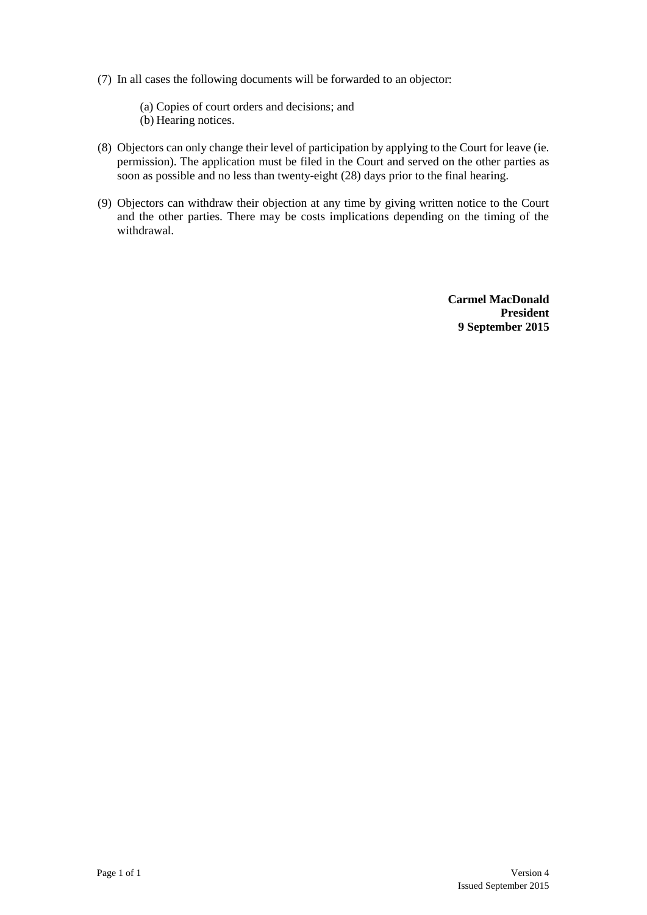(7) In all cases the following documents will be forwarded to an objector:

   (a) Copies of court orders and decisions; and
   (b) Hearing notices.

(8) Objectors can only change their level of participation by applying to the Court for leave (ie. permission). The application must be filed in the Court and served on the other parties as soon as possible and no less than twenty-eight (28) days prior to the final hearing.

(9) Objectors can withdraw their objection at any time by giving written notice to the Court and the other parties. There may be costs implications depending on the timing of the withdrawal.

**Carmel MacDonald**
**President**
**9 September 2015**

Version 4
Issued September 2015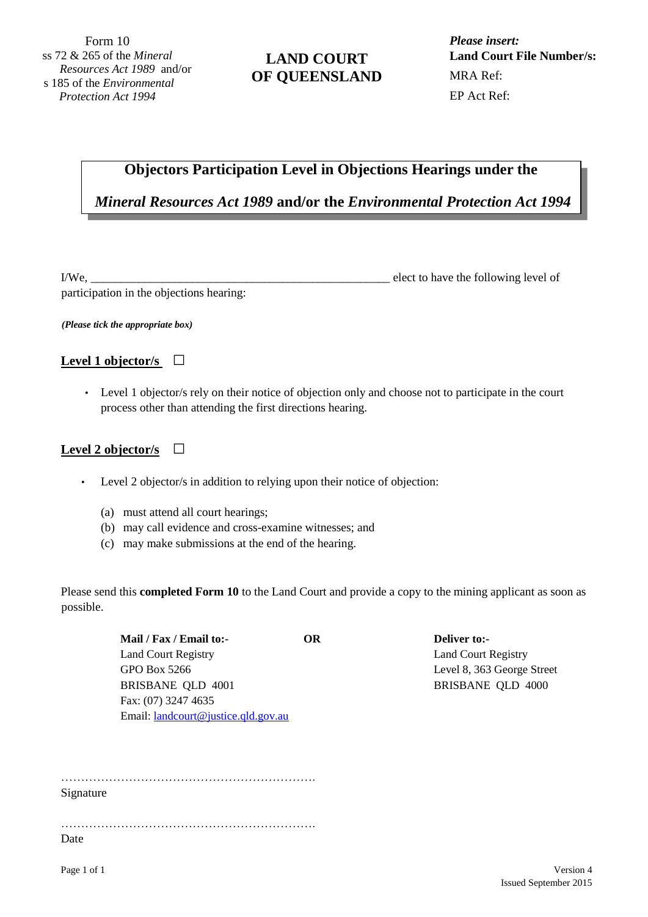Form 10
ss 72 & 265 of the *Mineral Resources Act 1989* and/or
s 185 of the *Environmental Protection Act 1994*

# LAND COURT OF QUEENSLAND

***Please insert:***
**Land Court File Number/s:**
MRA Ref:
EP Act Ref:

## Objectors Participation Level in Objections Hearings under the *Mineral Resources Act 1989* and/or the *Environmental Protection Act 1994*

I/We, ______________________________________________ elect to have the following level of participation in the objections hearing:

***(Please tick the appropriate box)***

**Level 1 objector/s** ☐

- Level 1 objector/s rely on their notice of objection only and choose not to participate in the court process other than attending the first directions hearing.

**Level 2 objector/s** ☐

- Level 2 objector/s in addition to relying upon their notice of objection:

  (a) must attend all court hearings;
  (b) may call evidence and cross-examine witnesses; and
  (c) may make submissions at the end of the hearing.

Please send this **completed Form 10** to the Land Court and provide a copy to the mining applicant as soon as possible.

**Mail / Fax / Email to:-**
Land Court Registry
GPO Box 5266
BRISBANE QLD 4001
Fax: (07) 3247 4635
Email: landcourt@justice.qld.gov.au

**OR**

**Deliver to:-**
Land Court Registry
Level 8, 363 George Street
BRISBANE QLD 4000

……………………………………………………….
Signature

……………………………………………………….
Date

Version 4
Issued September 2015